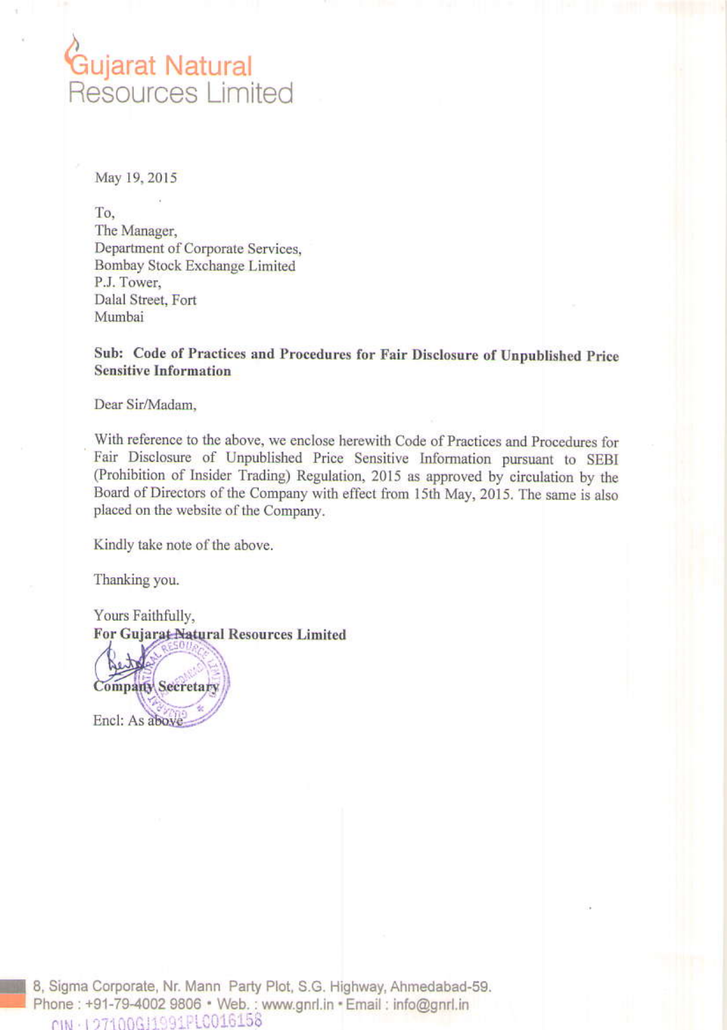# Gujarat Natural Resources Limited

May 19, 2015

To,
The Manager,
Department of Corporate Services,
Bombay Stock Exchange Limited
P.J. Tower,
Dalal Street, Fort
Mumbai

**Sub: Code of Practices and Procedures for Fair Disclosure of Unpublished Price Sensitive Information**

Dear Sir/Madam,

With reference to the above, we enclose herewith Code of Practices and Procedures for Fair Disclosure of Unpublished Price Sensitive Information pursuant to SEBI (Prohibition of Insider Trading) Regulation, 2015 as approved by circulation by the Board of Directors of the Company with effect from 15th May, 2015. The same is also placed on the website of the Company.

Kindly take note of the above.

Thanking you.

Yours Faithfully,
**For Gujarat Natural Resources Limited**

**Company Secretary**

Encl: As above

8, Sigma Corporate, Nr. Mann Party Plot, S.G. Highway, Ahmedabad-59.
Phone : +91-79-4002 9806 • Web. : www.gnrl.in • Email : info@gnrl.in
CIN : L27100GJ1991PLC016158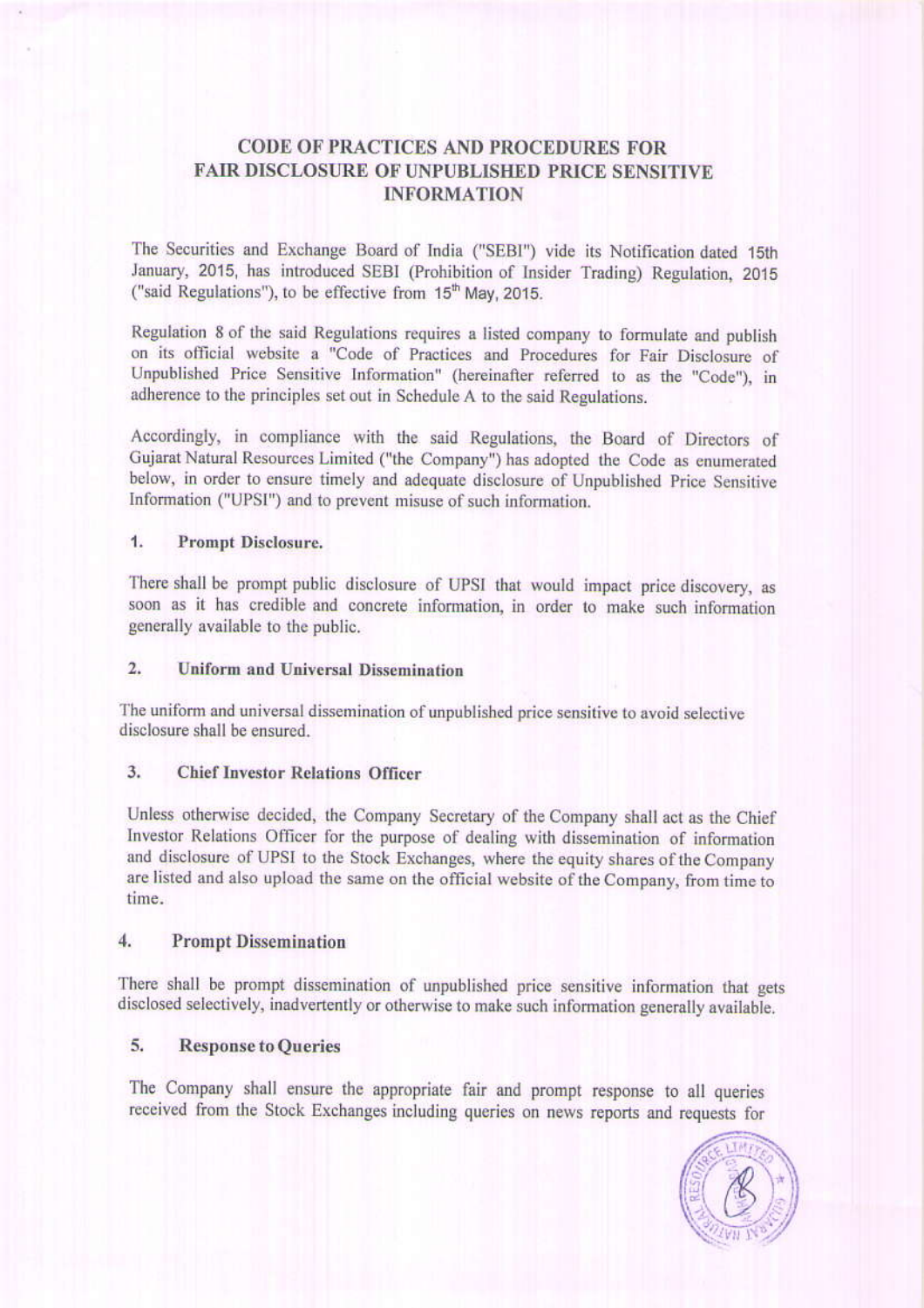# CODE OF PRACTICES AND PROCEDURES FOR FAIR DISCLOSURE OF UNPUBLISHED PRICE SENSITIVE INFORMATION

The Securities and Exchange Board of India ("SEBI") vide its Notification dated 15th January, 2015, has introduced SEBI (Prohibition of Insider Trading) Regulation, 2015 ("said Regulations"), to be effective from 15th May, 2015.

Regulation 8 of the said Regulations requires a listed company to formulate and publish on its official website a "Code of Practices and Procedures for Fair Disclosure of Unpublished Price Sensitive Information" (hereinafter referred to as the "Code"), in adherence to the principles set out in Schedule A to the said Regulations.

Accordingly, in compliance with the said Regulations, the Board of Directors of Gujarat Natural Resources Limited ("the Company") has adopted the Code as enumerated below, in order to ensure timely and adequate disclosure of Unpublished Price Sensitive Information ("UPSI") and to prevent misuse of such information.

## 1. Prompt Disclosure.

There shall be prompt public disclosure of UPSI that would impact price discovery, as soon as it has credible and concrete information, in order to make such information generally available to the public.

## 2. Uniform and Universal Dissemination

The uniform and universal dissemination of unpublished price sensitive to avoid selective disclosure shall be ensured.

## 3. Chief Investor Relations Officer

Unless otherwise decided, the Company Secretary of the Company shall act as the Chief Investor Relations Officer for the purpose of dealing with dissemination of information and disclosure of UPSI to the Stock Exchanges, where the equity shares of the Company are listed and also upload the same on the official website of the Company, from time to time.

## 4. Prompt Dissemination

There shall be prompt dissemination of unpublished price sensitive information that gets disclosed selectively, inadvertently or otherwise to make such information generally available.

## 5. Response to Queries

The Company shall ensure the appropriate fair and prompt response to all queries received from the Stock Exchanges including queries on news reports and requests for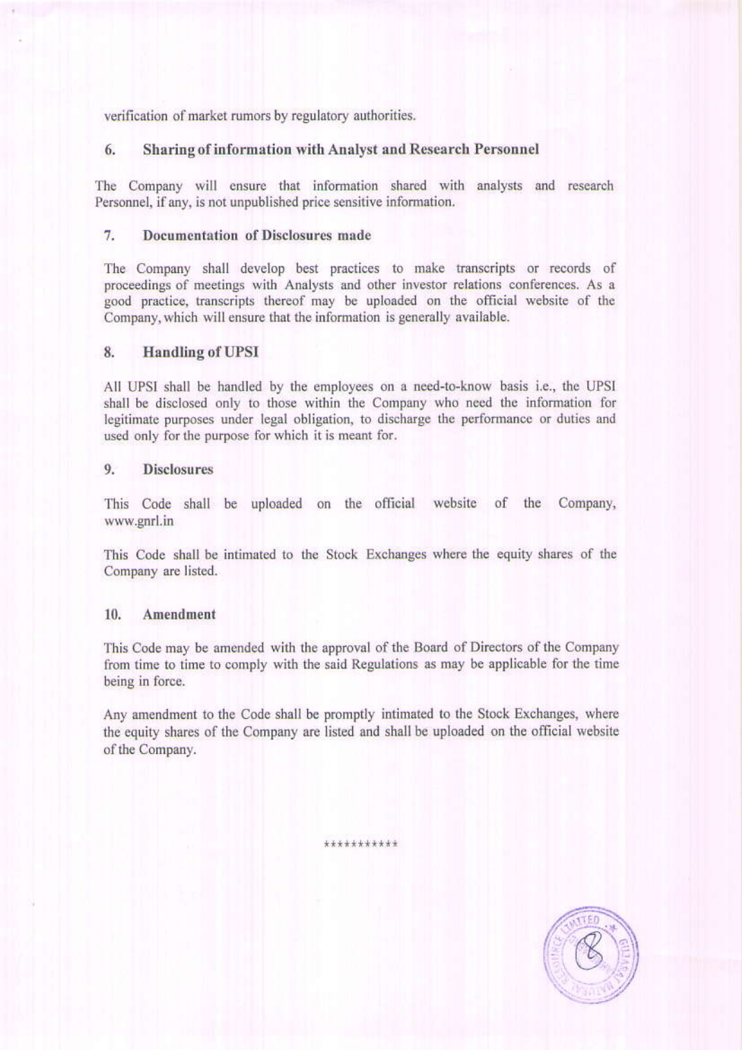verification of market rumors by regulatory authorities.

## 6. Sharing of information with Analyst and Research Personnel

The Company will ensure that information shared with analysts and research Personnel, if any, is not unpublished price sensitive information.

## 7. Documentation of Disclosures made

The Company shall develop best practices to make transcripts or records of proceedings of meetings with Analysts and other investor relations conferences. As a good practice, transcripts thereof may be uploaded on the official website of the Company, which will ensure that the information is generally available.

## 8. Handling of UPSI

All UPSI shall be handled by the employees on a need-to-know basis i.e., the UPSI shall be disclosed only to those within the Company who need the information for legitimate purposes under legal obligation, to discharge the performance or duties and used only for the purpose for which it is meant for.

## 9. Disclosures

This Code shall be uploaded on the official website of the Company, www.gnrl.in

This Code shall be intimated to the Stock Exchanges where the equity shares of the Company are listed.

## 10. Amendment

This Code may be amended with the approval of the Board of Directors of the Company from time to time to comply with the said Regulations as may be applicable for the time being in force.

Any amendment to the Code shall be promptly intimated to the Stock Exchanges, where the equity shares of the Company are listed and shall be uploaded on the official website of the Company.

***********